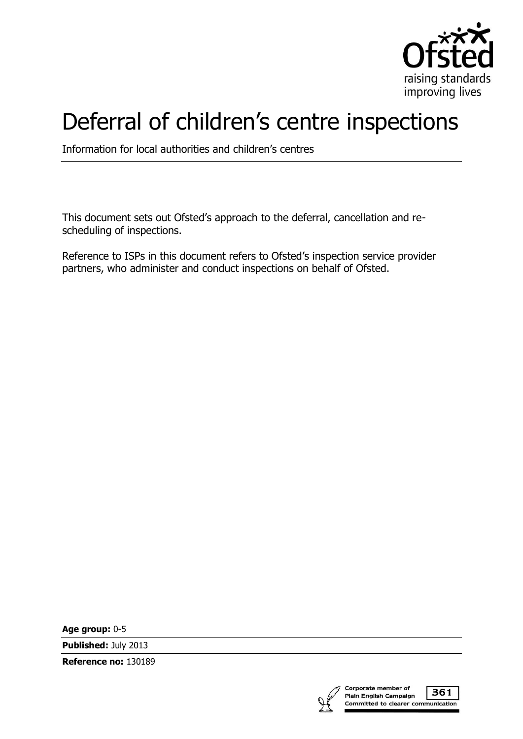# Deferral of children's centre inspections

Information for local authorities and children's centres

This document sets out Ofsted's approach to the deferral, cancellation and re-scheduling of inspections.

Reference to ISPs in this document refers to Ofsted's inspection service provider partners, who administer and conduct inspections on behalf of Ofsted.

**Age group:** 0-5

**Published:** July 2013

**Reference no:** 130189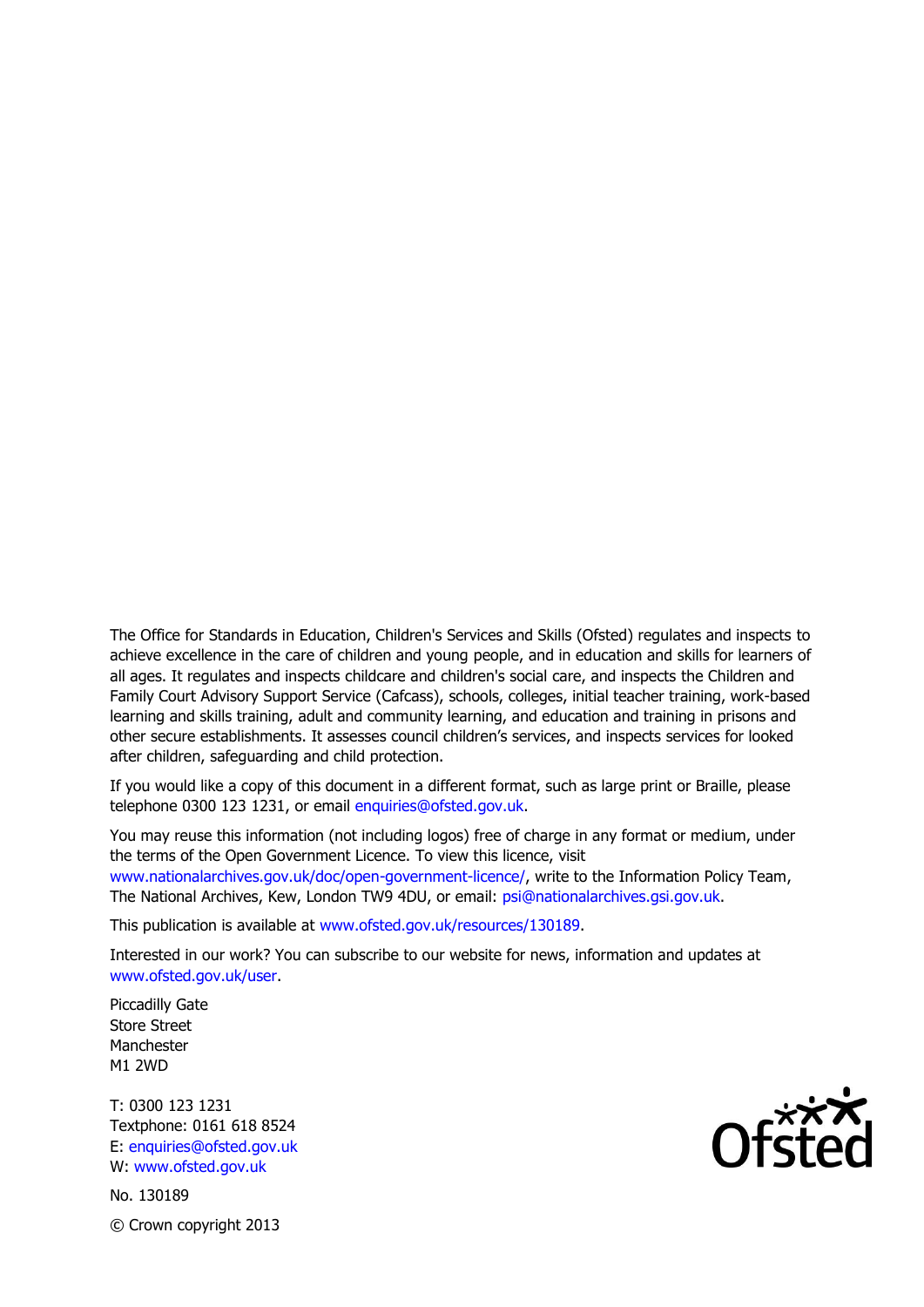The Office for Standards in Education, Children's Services and Skills (Ofsted) regulates and inspects to achieve excellence in the care of children and young people, and in education and skills for learners of all ages. It regulates and inspects childcare and children's social care, and inspects the Children and Family Court Advisory Support Service (Cafcass), schools, colleges, initial teacher training, work-based learning and skills training, adult and community learning, and education and training in prisons and other secure establishments. It assesses council children's services, and inspects services for looked after children, safeguarding and child protection.

If you would like a copy of this document in a different format, such as large print or Braille, please telephone 0300 123 1231, or email enquiries@ofsted.gov.uk.

You may reuse this information (not including logos) free of charge in any format or medium, under the terms of the Open Government Licence. To view this licence, visit www.nationalarchives.gov.uk/doc/open-government-licence/, write to the Information Policy Team, The National Archives, Kew, London TW9 4DU, or email: psi@nationalarchives.gsi.gov.uk.

This publication is available at www.ofsted.gov.uk/resources/130189.

Interested in our work? You can subscribe to our website for news, information and updates at www.ofsted.gov.uk/user.

Piccadilly Gate
Store Street
Manchester
M1 2WD

T: 0300 123 1231
Textphone: 0161 618 8524
E: enquiries@ofsted.gov.uk
W: www.ofsted.gov.uk

No. 130189

© Crown copyright 2013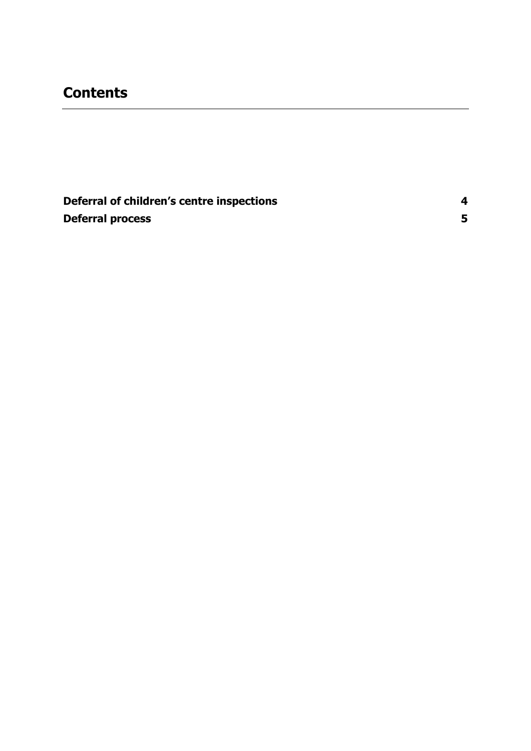## Contents

| | |
|---|---|
| **Deferral of children's centre inspections** | **4** |
| **Deferral process** | **5** |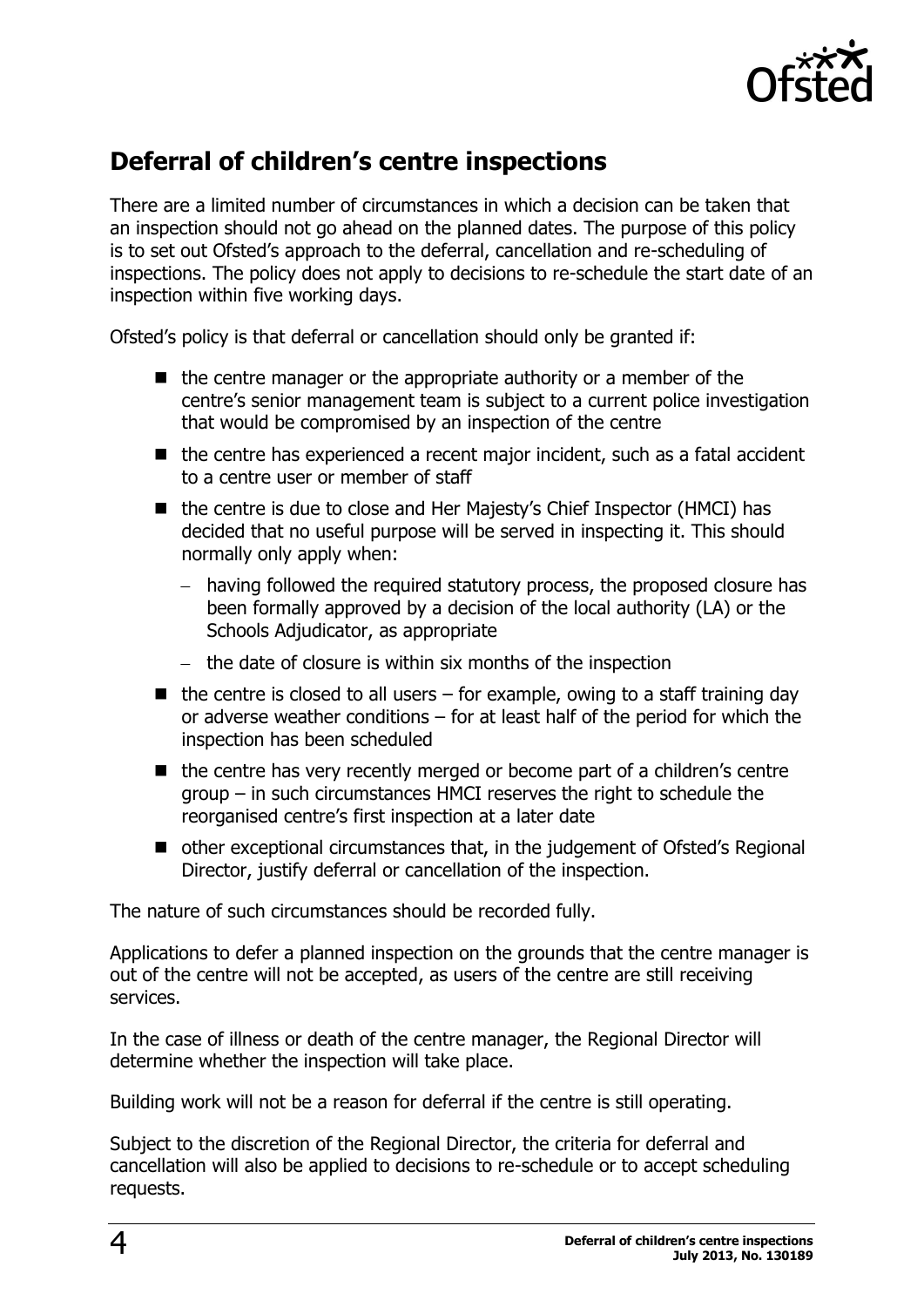## Deferral of children's centre inspections

There are a limited number of circumstances in which a decision can be taken that an inspection should not go ahead on the planned dates. The purpose of this policy is to set out Ofsted's approach to the deferral, cancellation and re-scheduling of inspections. The policy does not apply to decisions to re-schedule the start date of an inspection within five working days.

Ofsted's policy is that deferral or cancellation should only be granted if:

- the centre manager or the appropriate authority or a member of the centre's senior management team is subject to a current police investigation that would be compromised by an inspection of the centre
- the centre has experienced a recent major incident, such as a fatal accident to a centre user or member of staff
- the centre is due to close and Her Majesty's Chief Inspector (HMCI) has decided that no useful purpose will be served in inspecting it. This should normally only apply when:
  - having followed the required statutory process, the proposed closure has been formally approved by a decision of the local authority (LA) or the Schools Adjudicator, as appropriate
  - the date of closure is within six months of the inspection
- the centre is closed to all users – for example, owing to a staff training day or adverse weather conditions – for at least half of the period for which the inspection has been scheduled
- the centre has very recently merged or become part of a children's centre group – in such circumstances HMCI reserves the right to schedule the reorganised centre's first inspection at a later date
- other exceptional circumstances that, in the judgement of Ofsted's Regional Director, justify deferral or cancellation of the inspection.

The nature of such circumstances should be recorded fully.

Applications to defer a planned inspection on the grounds that the centre manager is out of the centre will not be accepted, as users of the centre are still receiving services.

In the case of illness or death of the centre manager, the Regional Director will determine whether the inspection will take place.

Building work will not be a reason for deferral if the centre is still operating.

Subject to the discretion of the Regional Director, the criteria for deferral and cancellation will also be applied to decisions to re-schedule or to accept scheduling requests.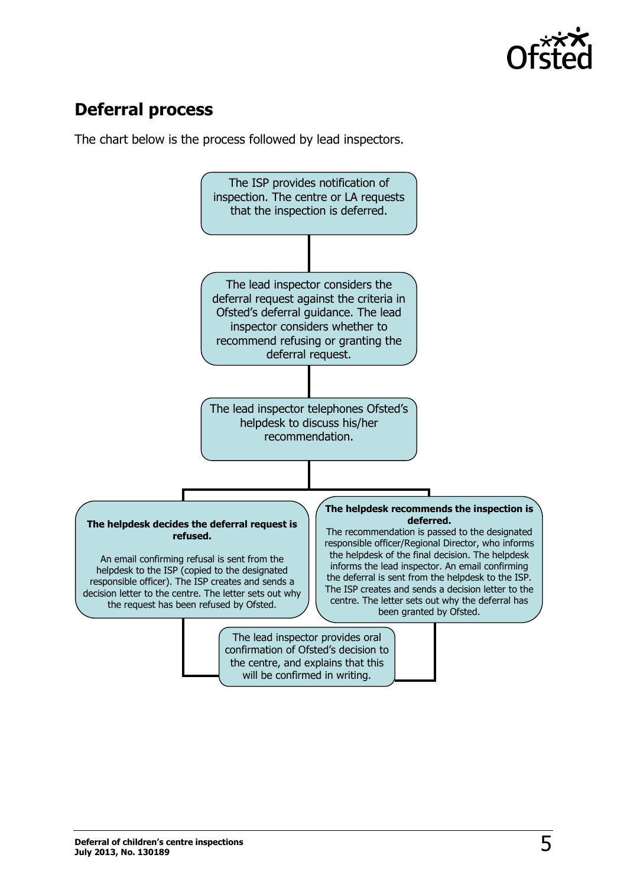## Deferral process

The chart below is the process followed by lead inspectors.

The ISP provides notification of inspection. The centre or LA requests that the inspection is deferred.

The lead inspector considers the deferral request against the criteria in Ofsted's deferral guidance. The lead inspector considers whether to recommend refusing or granting the deferral request.

The lead inspector telephones Ofsted's helpdesk to discuss his/her recommendation.

**The helpdesk decides the deferral request is refused.**

An email confirming refusal is sent from the helpdesk to the ISP (copied to the designated responsible officer). The ISP creates and sends a decision letter to the centre. The letter sets out why the request has been refused by Ofsted.

**The helpdesk recommends the inspection is deferred.**

The recommendation is passed to the designated responsible officer/Regional Director, who informs the helpdesk of the final decision. The helpdesk informs the lead inspector. An email confirming the deferral is sent from the helpdesk to the ISP. The ISP creates and sends a decision letter to the centre. The letter sets out why the deferral has been granted by Ofsted.

The lead inspector provides oral confirmation of Ofsted's decision to the centre, and explains that this will be confirmed in writing.